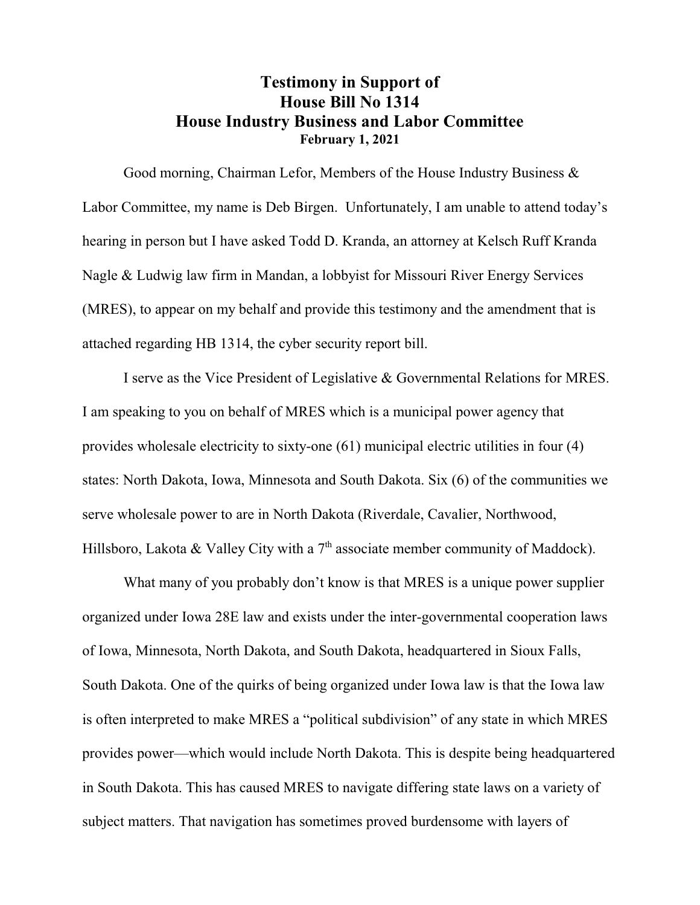# Testimony in Support of House Bill No 1314 House Industry Business and Labor Committee

**February 1, 2021**

Good morning, Chairman Lefor, Members of the House Industry Business & Labor Committee, my name is Deb Birgen. Unfortunately, I am unable to attend today's hearing in person but I have asked Todd D. Kranda, an attorney at Kelsch Ruff Kranda Nagle & Ludwig law firm in Mandan, a lobbyist for Missouri River Energy Services (MRES), to appear on my behalf and provide this testimony and the amendment that is attached regarding HB 1314, the cyber security report bill.

I serve as the Vice President of Legislative & Governmental Relations for MRES. I am speaking to you on behalf of MRES which is a municipal power agency that provides wholesale electricity to sixty-one (61) municipal electric utilities in four (4) states: North Dakota, Iowa, Minnesota and South Dakota. Six (6) of the communities we serve wholesale power to are in North Dakota (Riverdale, Cavalier, Northwood, Hillsboro, Lakota & Valley City with a 7th associate member community of Maddock).

What many of you probably don't know is that MRES is a unique power supplier organized under Iowa 28E law and exists under the inter-governmental cooperation laws of Iowa, Minnesota, North Dakota, and South Dakota, headquartered in Sioux Falls, South Dakota. One of the quirks of being organized under Iowa law is that the Iowa law is often interpreted to make MRES a "political subdivision" of any state in which MRES provides power—which would include North Dakota. This is despite being headquartered in South Dakota. This has caused MRES to navigate differing state laws on a variety of subject matters. That navigation has sometimes proved burdensome with layers of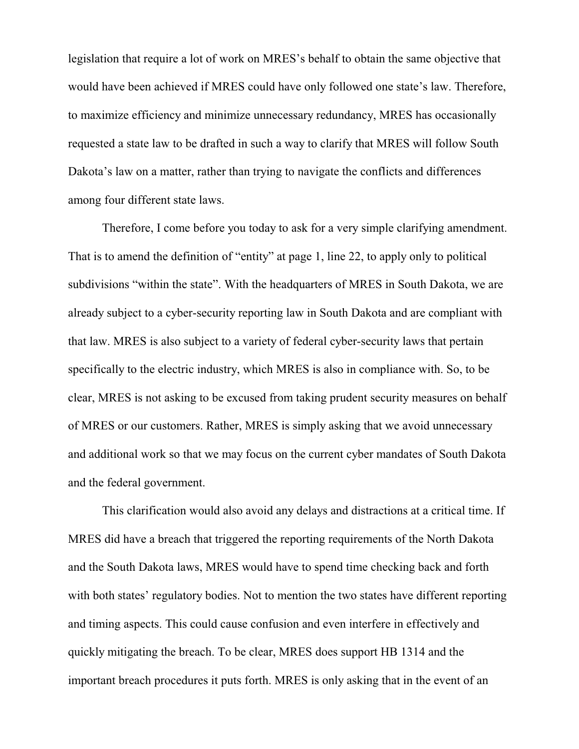legislation that require a lot of work on MRES's behalf to obtain the same objective that would have been achieved if MRES could have only followed one state's law. Therefore, to maximize efficiency and minimize unnecessary redundancy, MRES has occasionally requested a state law to be drafted in such a way to clarify that MRES will follow South Dakota's law on a matter, rather than trying to navigate the conflicts and differences among four different state laws.

Therefore, I come before you today to ask for a very simple clarifying amendment. That is to amend the definition of "entity" at page 1, line 22, to apply only to political subdivisions "within the state". With the headquarters of MRES in South Dakota, we are already subject to a cyber-security reporting law in South Dakota and are compliant with that law. MRES is also subject to a variety of federal cyber-security laws that pertain specifically to the electric industry, which MRES is also in compliance with. So, to be clear, MRES is not asking to be excused from taking prudent security measures on behalf of MRES or our customers. Rather, MRES is simply asking that we avoid unnecessary and additional work so that we may focus on the current cyber mandates of South Dakota and the federal government.

This clarification would also avoid any delays and distractions at a critical time. If MRES did have a breach that triggered the reporting requirements of the North Dakota and the South Dakota laws, MRES would have to spend time checking back and forth with both states' regulatory bodies. Not to mention the two states have different reporting and timing aspects. This could cause confusion and even interfere in effectively and quickly mitigating the breach. To be clear, MRES does support HB 1314 and the important breach procedures it puts forth. MRES is only asking that in the event of an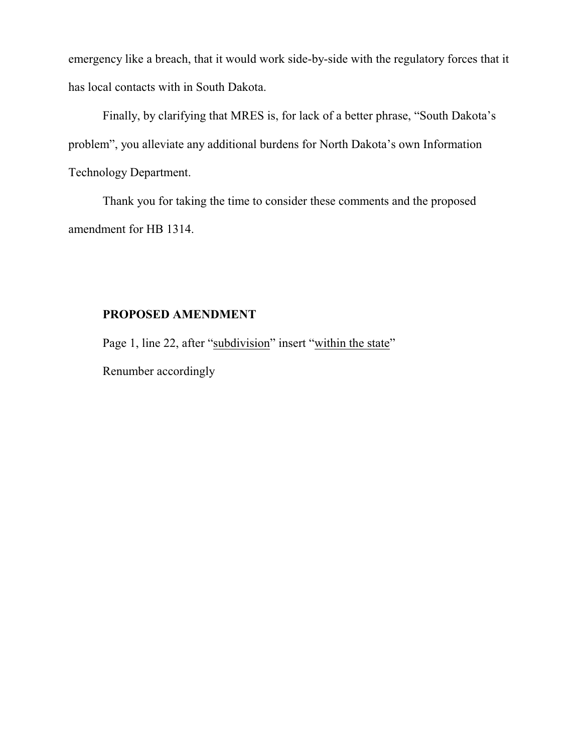emergency like a breach, that it would work side-by-side with the regulatory forces that it has local contacts with in South Dakota.

Finally, by clarifying that MRES is, for lack of a better phrase, "South Dakota's problem", you alleviate any additional burdens for North Dakota's own Information Technology Department.

Thank you for taking the time to consider these comments and the proposed amendment for HB 1314.

**PROPOSED AMENDMENT**

Page 1, line 22, after "<u>subdivision</u>" insert "<u>within the state</u>"

Renumber accordingly